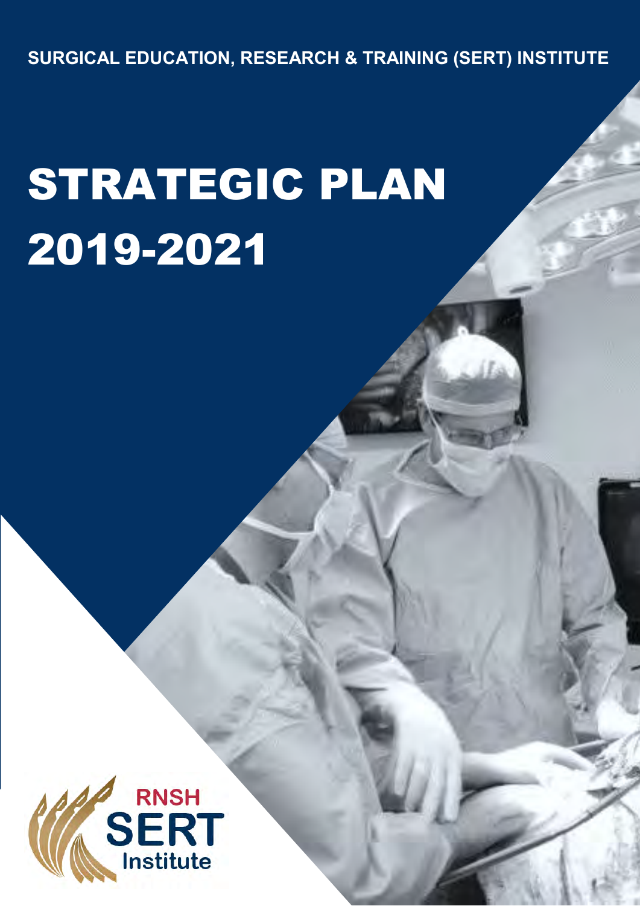SURGICAL EDUCATION, RESEARCH & TRAINING (SERT) INSTITUTE

# STRATEGIC PLAN 2019-2021

RNSH SERT Institute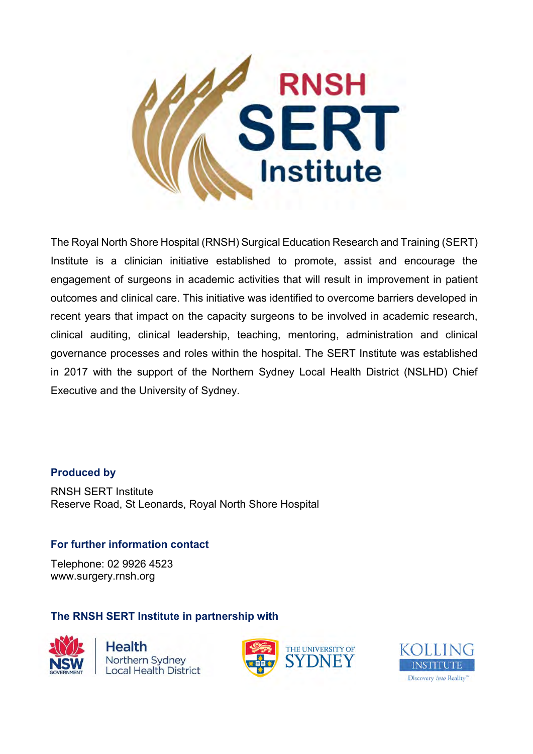The Royal North Shore Hospital (RNSH) Surgical Education Research and Training (SERT) Institute is a clinician initiative established to promote, assist and encourage the engagement of surgeons in academic activities that will result in improvement in patient outcomes and clinical care. This initiative was identified to overcome barriers developed in recent years that impact on the capacity surgeons to be involved in academic research, clinical auditing, clinical leadership, teaching, mentoring, administration and clinical governance processes and roles within the hospital. The SERT Institute was established in 2017 with the support of the Northern Sydney Local Health District (NSLHD) Chief Executive and the University of Sydney.

**Produced by**

RNSH SERT Institute
Reserve Road, St Leonards, Royal North Shore Hospital

**For further information contact**

Telephone: 02 9926 4523
www.surgery.rnsh.org

**The RNSH SERT Institute in partnership with**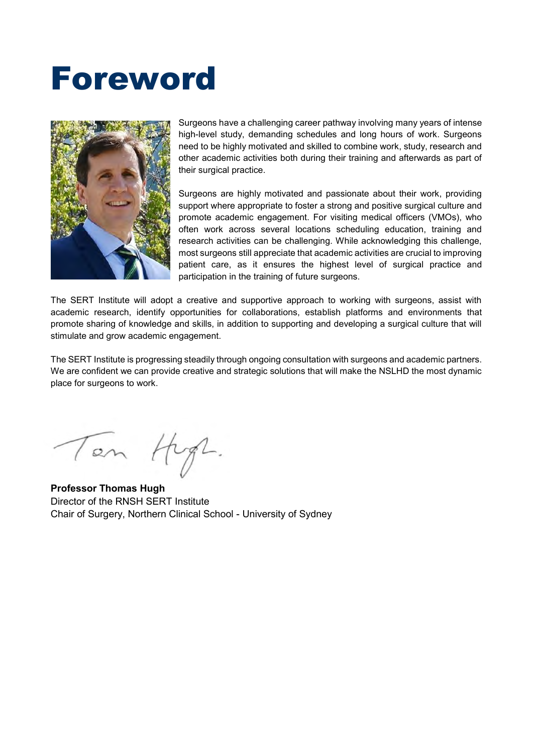# Foreword

Surgeons have a challenging career pathway involving many years of intense high-level study, demanding schedules and long hours of work. Surgeons need to be highly motivated and skilled to combine work, study, research and other academic activities both during their training and afterwards as part of their surgical practice.

Surgeons are highly motivated and passionate about their work, providing support where appropriate to foster a strong and positive surgical culture and promote academic engagement. For visiting medical officers (VMOs), who often work across several locations scheduling education, training and research activities can be challenging. While acknowledging this challenge, most surgeons still appreciate that academic activities are crucial to improving patient care, as it ensures the highest level of surgical practice and participation in the training of future surgeons.

The SERT Institute will adopt a creative and supportive approach to working with surgeons, assist with academic research, identify opportunities for collaborations, establish platforms and environments that promote sharing of knowledge and skills, in addition to supporting and developing a surgical culture that will stimulate and grow academic engagement.

The SERT Institute is progressing steadily through ongoing consultation with surgeons and academic partners. We are confident we can provide creative and strategic solutions that will make the NSLHD the most dynamic place for surgeons to work.

Tom Hugh.

**Professor Thomas Hugh**
Director of the RNSH SERT Institute
Chair of Surgery, Northern Clinical School - University of Sydney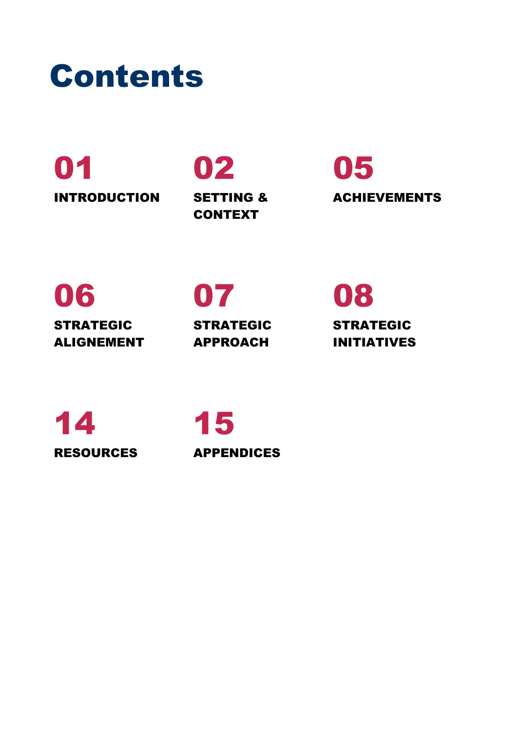# Contents

**01** INTRODUCTION

**02** SETTING & CONTEXT

**05** ACHIEVEMENTS

**06** STRATEGIC ALIGNEMENT

**07** STRATEGIC APPROACH

**08** STRATEGIC INITIATIVES

**14** RESOURCES

**15** APPENDICES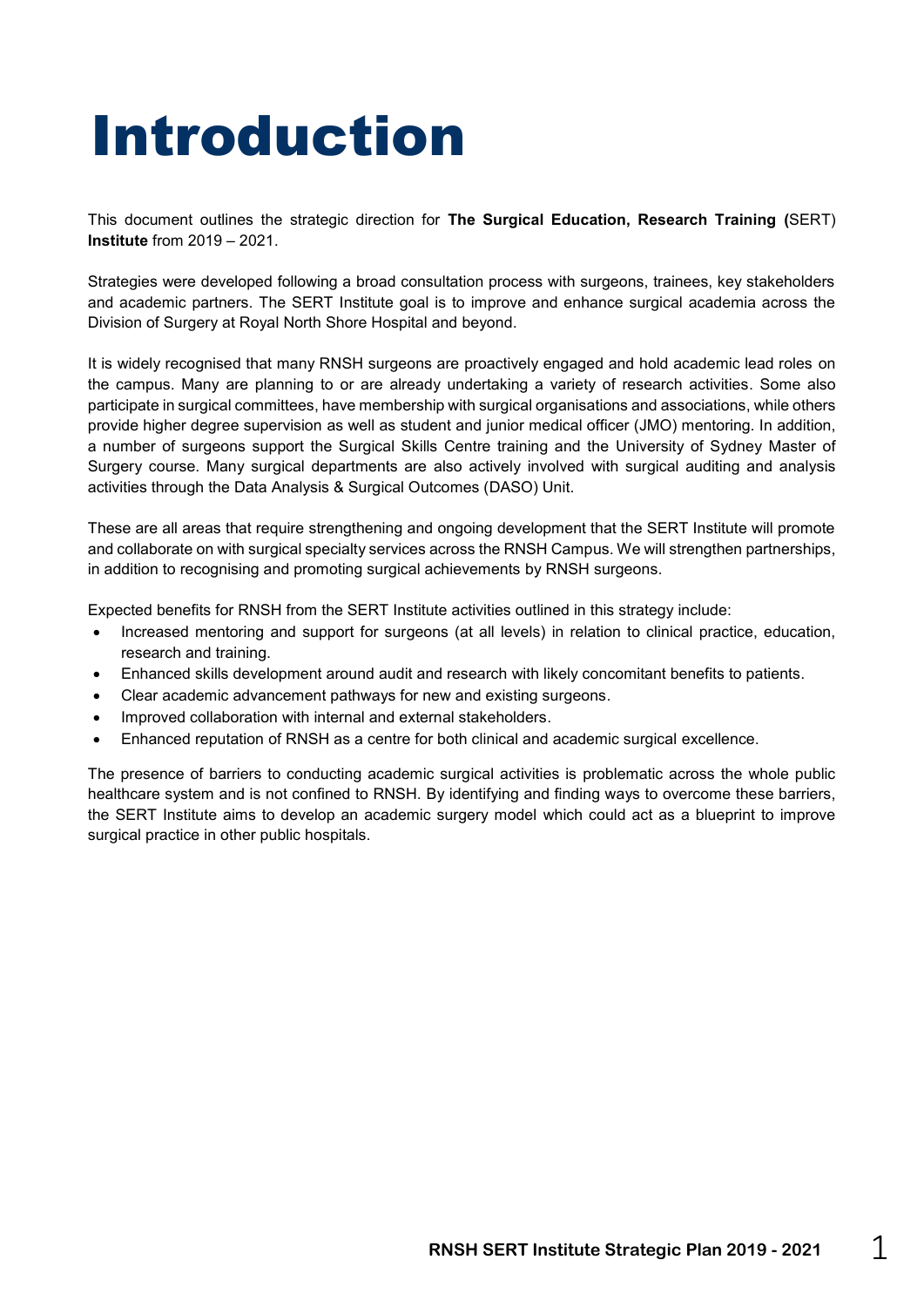# Introduction

This document outlines the strategic direction for **The Surgical Education, Research Training (**SERT) **Institute** from 2019 – 2021.

Strategies were developed following a broad consultation process with surgeons, trainees, key stakeholders and academic partners. The SERT Institute goal is to improve and enhance surgical academia across the Division of Surgery at Royal North Shore Hospital and beyond.

It is widely recognised that many RNSH surgeons are proactively engaged and hold academic lead roles on the campus. Many are planning to or are already undertaking a variety of research activities. Some also participate in surgical committees, have membership with surgical organisations and associations, while others provide higher degree supervision as well as student and junior medical officer (JMO) mentoring. In addition, a number of surgeons support the Surgical Skills Centre training and the University of Sydney Master of Surgery course. Many surgical departments are also actively involved with surgical auditing and analysis activities through the Data Analysis & Surgical Outcomes (DASO) Unit.

These are all areas that require strengthening and ongoing development that the SERT Institute will promote and collaborate on with surgical specialty services across the RNSH Campus. We will strengthen partnerships, in addition to recognising and promoting surgical achievements by RNSH surgeons.

Expected benefits for RNSH from the SERT Institute activities outlined in this strategy include:

- Increased mentoring and support for surgeons (at all levels) in relation to clinical practice, education, research and training.
- Enhanced skills development around audit and research with likely concomitant benefits to patients.
- Clear academic advancement pathways for new and existing surgeons.
- Improved collaboration with internal and external stakeholders.
- Enhanced reputation of RNSH as a centre for both clinical and academic surgical excellence.

The presence of barriers to conducting academic surgical activities is problematic across the whole public healthcare system and is not confined to RNSH. By identifying and finding ways to overcome these barriers, the SERT Institute aims to develop an academic surgery model which could act as a blueprint to improve surgical practice in other public hospitals.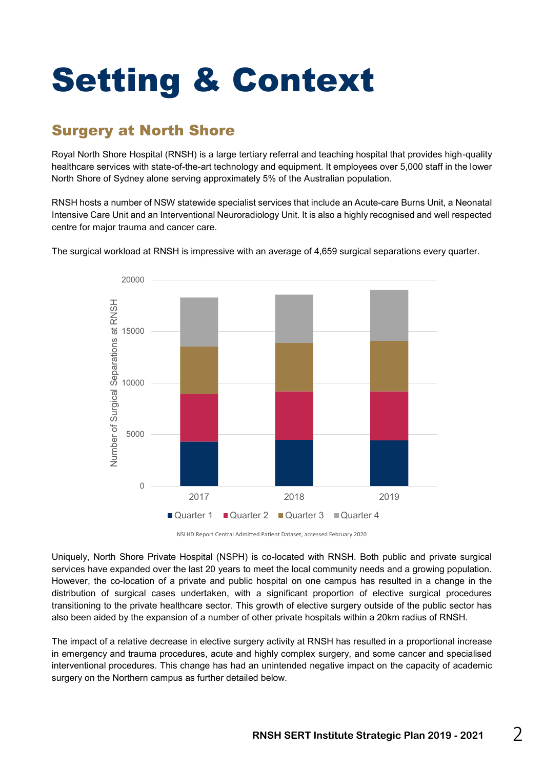# Setting & Context

## Surgery at North Shore

Royal North Shore Hospital (RNSH) is a large tertiary referral and teaching hospital that provides high-quality healthcare services with state-of-the-art technology and equipment. It employees over 5,000 staff in the lower North Shore of Sydney alone serving approximately 5% of the Australian population.

RNSH hosts a number of NSW statewide specialist services that include an Acute-care Burns Unit, a Neonatal Intensive Care Unit and an Interventional Neuroradiology Unit. It is also a highly recognised and well respected centre for major trauma and cancer care.

The surgical workload at RNSH is impressive with an average of 4,659 surgical separations every quarter.

NSLHD Report Central Admitted Patient Dataset, accessed February 2020

Uniquely, North Shore Private Hospital (NSPH) is co-located with RNSH. Both public and private surgical services have expanded over the last 20 years to meet the local community needs and a growing population. However, the co-location of a private and public hospital on one campus has resulted in a change in the distribution of surgical cases undertaken, with a significant proportion of elective surgical procedures transitioning to the private healthcare sector. This growth of elective surgery outside of the public sector has also been aided by the expansion of a number of other private hospitals within a 20km radius of RNSH.

The impact of a relative decrease in elective surgery activity at RNSH has resulted in a proportional increase in emergency and trauma procedures, acute and highly complex surgery, and some cancer and specialised interventional procedures. This change has had an unintended negative impact on the capacity of academic surgery on the Northern campus as further detailed below.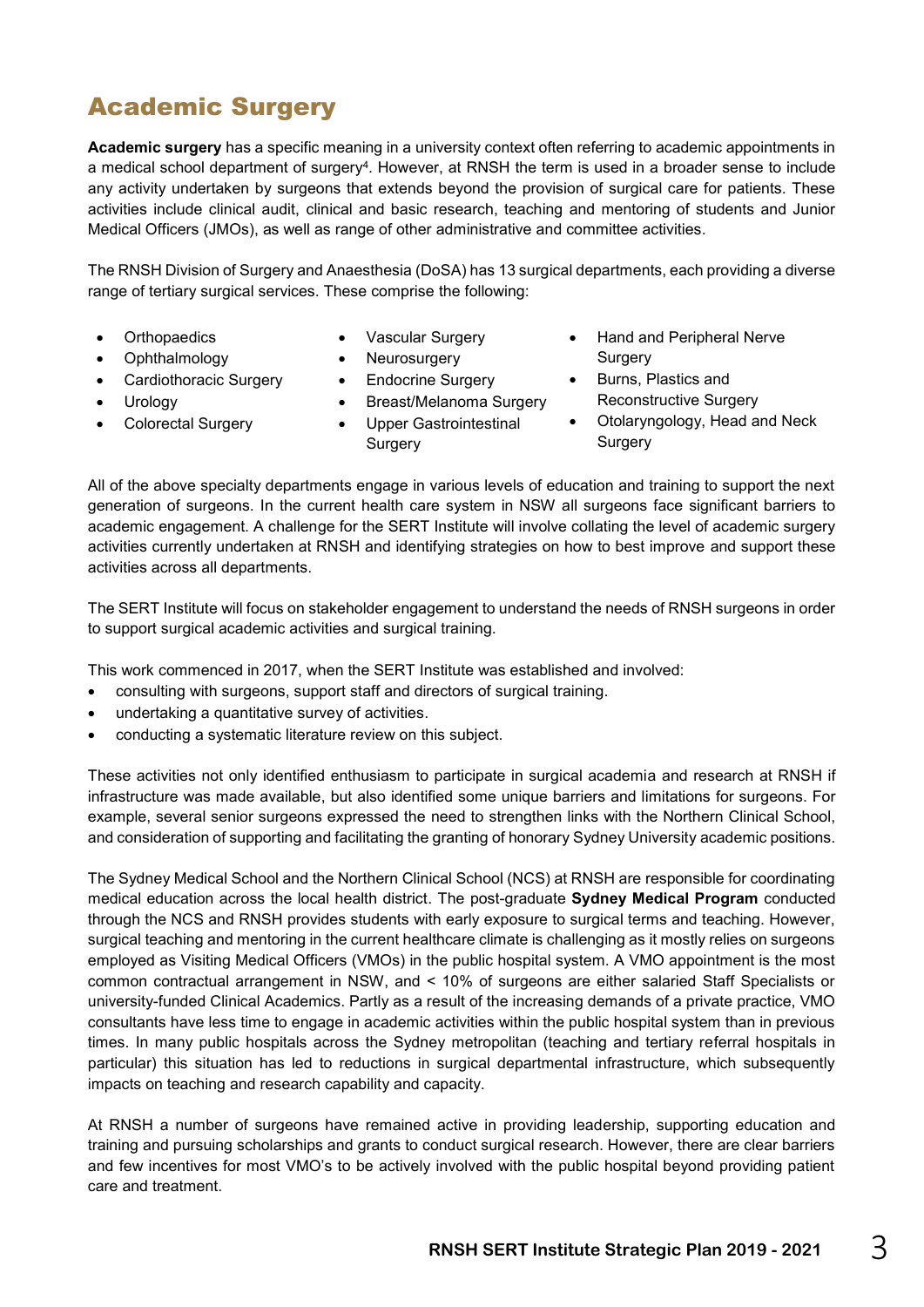# Academic Surgery

**Academic surgery** has a specific meaning in a university context often referring to academic appointments in a medical school department of surgery[4]. However, at RNSH the term is used in a broader sense to include any activity undertaken by surgeons that extends beyond the provision of surgical care for patients. These activities include clinical audit, clinical and basic research, teaching and mentoring of students and Junior Medical Officers (JMOs), as well as range of other administrative and committee activities.

The RNSH Division of Surgery and Anaesthesia (DoSA) has 13 surgical departments, each providing a diverse range of tertiary surgical services. These comprise the following:

- Orthopaedics
- Ophthalmology
- Cardiothoracic Surgery
- Urology
- Colorectal Surgery
- Vascular Surgery
- Neurosurgery
- Endocrine Surgery
- Breast/Melanoma Surgery
- Upper Gastrointestinal Surgery
- Hand and Peripheral Nerve Surgery
- Burns, Plastics and Reconstructive Surgery
- Otolaryngology, Head and Neck Surgery

All of the above specialty departments engage in various levels of education and training to support the next generation of surgeons. In the current health care system in NSW all surgeons face significant barriers to academic engagement. A challenge for the SERT Institute will involve collating the level of academic surgery activities currently undertaken at RNSH and identifying strategies on how to best improve and support these activities across all departments.

The SERT Institute will focus on stakeholder engagement to understand the needs of RNSH surgeons in order to support surgical academic activities and surgical training.

This work commenced in 2017, when the SERT Institute was established and involved:

- consulting with surgeons, support staff and directors of surgical training.
- undertaking a quantitative survey of activities.
- conducting a systematic literature review on this subject.

These activities not only identified enthusiasm to participate in surgical academia and research at RNSH if infrastructure was made available, but also identified some unique barriers and limitations for surgeons. For example, several senior surgeons expressed the need to strengthen links with the Northern Clinical School, and consideration of supporting and facilitating the granting of honorary Sydney University academic positions.

The Sydney Medical School and the Northern Clinical School (NCS) at RNSH are responsible for coordinating medical education across the local health district. The post-graduate **Sydney Medical Program** conducted through the NCS and RNSH provides students with early exposure to surgical terms and teaching. However, surgical teaching and mentoring in the current healthcare climate is challenging as it mostly relies on surgeons employed as Visiting Medical Officers (VMOs) in the public hospital system. A VMO appointment is the most common contractual arrangement in NSW, and < 10% of surgeons are either salaried Staff Specialists or university-funded Clinical Academics. Partly as a result of the increasing demands of a private practice, VMO consultants have less time to engage in academic activities within the public hospital system than in previous times. In many public hospitals across the Sydney metropolitan (teaching and tertiary referral hospitals in particular) this situation has led to reductions in surgical departmental infrastructure, which subsequently impacts on teaching and research capability and capacity.

At RNSH a number of surgeons have remained active in providing leadership, supporting education and training and pursuing scholarships and grants to conduct surgical research. However, there are clear barriers and few incentives for most VMO's to be actively involved with the public hospital beyond providing patient care and treatment.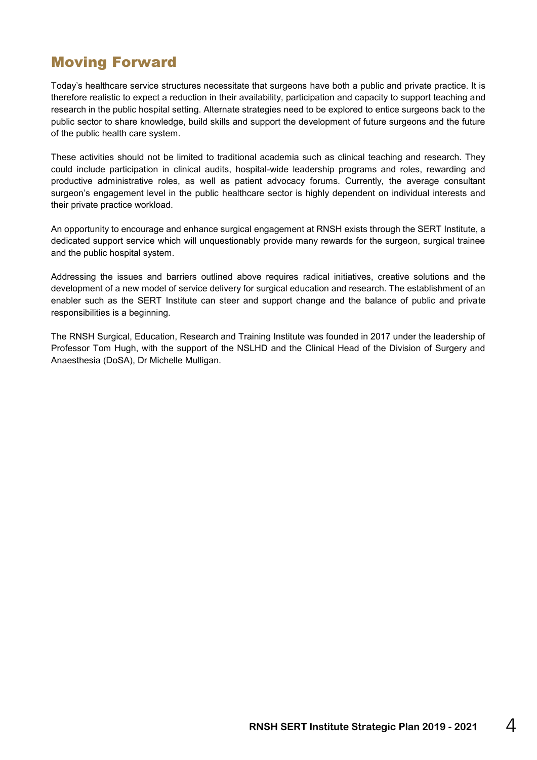## Moving Forward

Today's healthcare service structures necessitate that surgeons have both a public and private practice. It is therefore realistic to expect a reduction in their availability, participation and capacity to support teaching and research in the public hospital setting. Alternate strategies need to be explored to entice surgeons back to the public sector to share knowledge, build skills and support the development of future surgeons and the future of the public health care system.

These activities should not be limited to traditional academia such as clinical teaching and research. They could include participation in clinical audits, hospital-wide leadership programs and roles, rewarding and productive administrative roles, as well as patient advocacy forums. Currently, the average consultant surgeon's engagement level in the public healthcare sector is highly dependent on individual interests and their private practice workload.

An opportunity to encourage and enhance surgical engagement at RNSH exists through the SERT Institute, a dedicated support service which will unquestionably provide many rewards for the surgeon, surgical trainee and the public hospital system.

Addressing the issues and barriers outlined above requires radical initiatives, creative solutions and the development of a new model of service delivery for surgical education and research. The establishment of an enabler such as the SERT Institute can steer and support change and the balance of public and private responsibilities is a beginning.

The RNSH Surgical, Education, Research and Training Institute was founded in 2017 under the leadership of Professor Tom Hugh, with the support of the NSLHD and the Clinical Head of the Division of Surgery and Anaesthesia (DoSA), Dr Michelle Mulligan.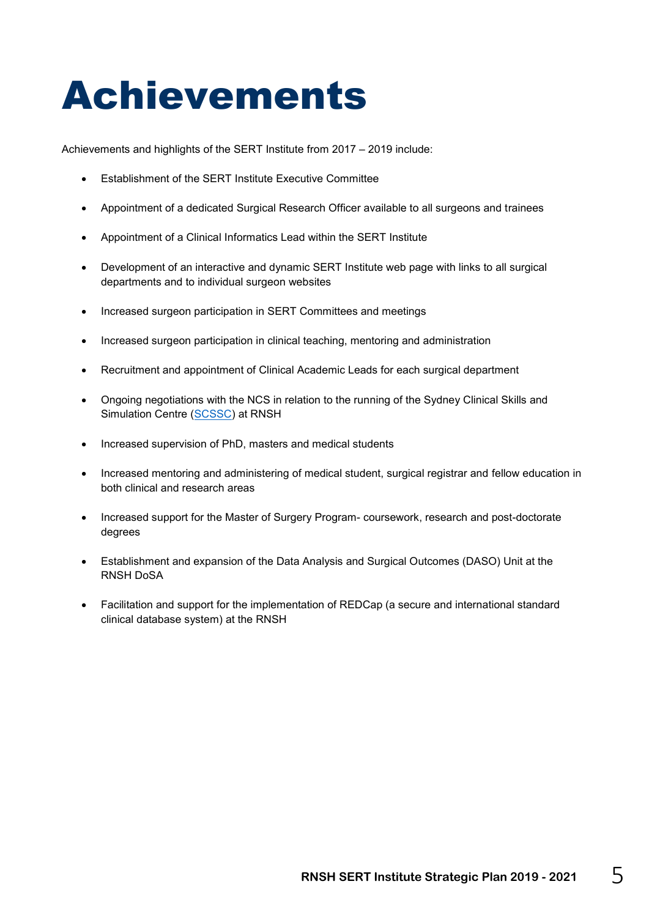# Achievements

Achievements and highlights of the SERT Institute from 2017 – 2019 include:

- Establishment of the SERT Institute Executive Committee
- Appointment of a dedicated Surgical Research Officer available to all surgeons and trainees
- Appointment of a Clinical Informatics Lead within the SERT Institute
- Development of an interactive and dynamic SERT Institute web page with links to all surgical departments and to individual surgeon websites
- Increased surgeon participation in SERT Committees and meetings
- Increased surgeon participation in clinical teaching, mentoring and administration
- Recruitment and appointment of Clinical Academic Leads for each surgical department
- Ongoing negotiations with the NCS in relation to the running of the Sydney Clinical Skills and Simulation Centre (SCSSC) at RNSH
- Increased supervision of PhD, masters and medical students
- Increased mentoring and administering of medical student, surgical registrar and fellow education in both clinical and research areas
- Increased support for the Master of Surgery Program- coursework, research and post-doctorate degrees
- Establishment and expansion of the Data Analysis and Surgical Outcomes (DASO) Unit at the RNSH DoSA
- Facilitation and support for the implementation of REDCap (a secure and international standard clinical database system) at the RNSH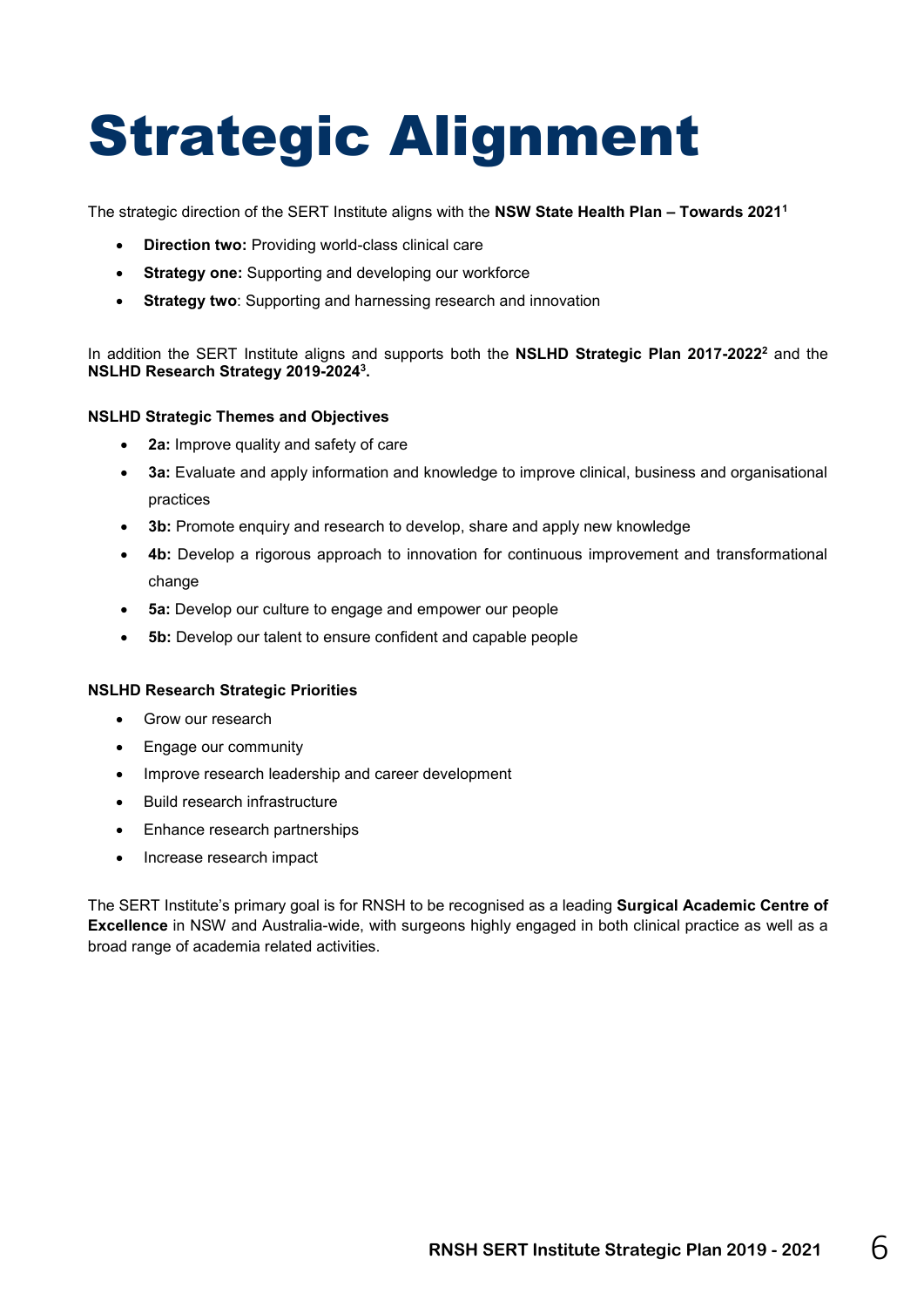# Strategic Alignment

The strategic direction of the SERT Institute aligns with the **NSW State Health Plan – Towards 2021**[1]

- **Direction two:** Providing world-class clinical care
- **Strategy one:** Supporting and developing our workforce
- **Strategy two**: Supporting and harnessing research and innovation

In addition the SERT Institute aligns and supports both the **NSLHD Strategic Plan 2017-2022**[2] and the **NSLHD Research Strategy 2019-2024**[3]**.**

**NSLHD Strategic Themes and Objectives**

- **2a:** Improve quality and safety of care
- **3a:** Evaluate and apply information and knowledge to improve clinical, business and organisational practices
- **3b:** Promote enquiry and research to develop, share and apply new knowledge
- **4b:** Develop a rigorous approach to innovation for continuous improvement and transformational change
- **5a:** Develop our culture to engage and empower our people
- **5b:** Develop our talent to ensure confident and capable people

**NSLHD Research Strategic Priorities**

- Grow our research
- Engage our community
- Improve research leadership and career development
- Build research infrastructure
- Enhance research partnerships
- Increase research impact

The SERT Institute's primary goal is for RNSH to be recognised as a leading **Surgical Academic Centre of Excellence** in NSW and Australia-wide, with surgeons highly engaged in both clinical practice as well as a broad range of academia related activities.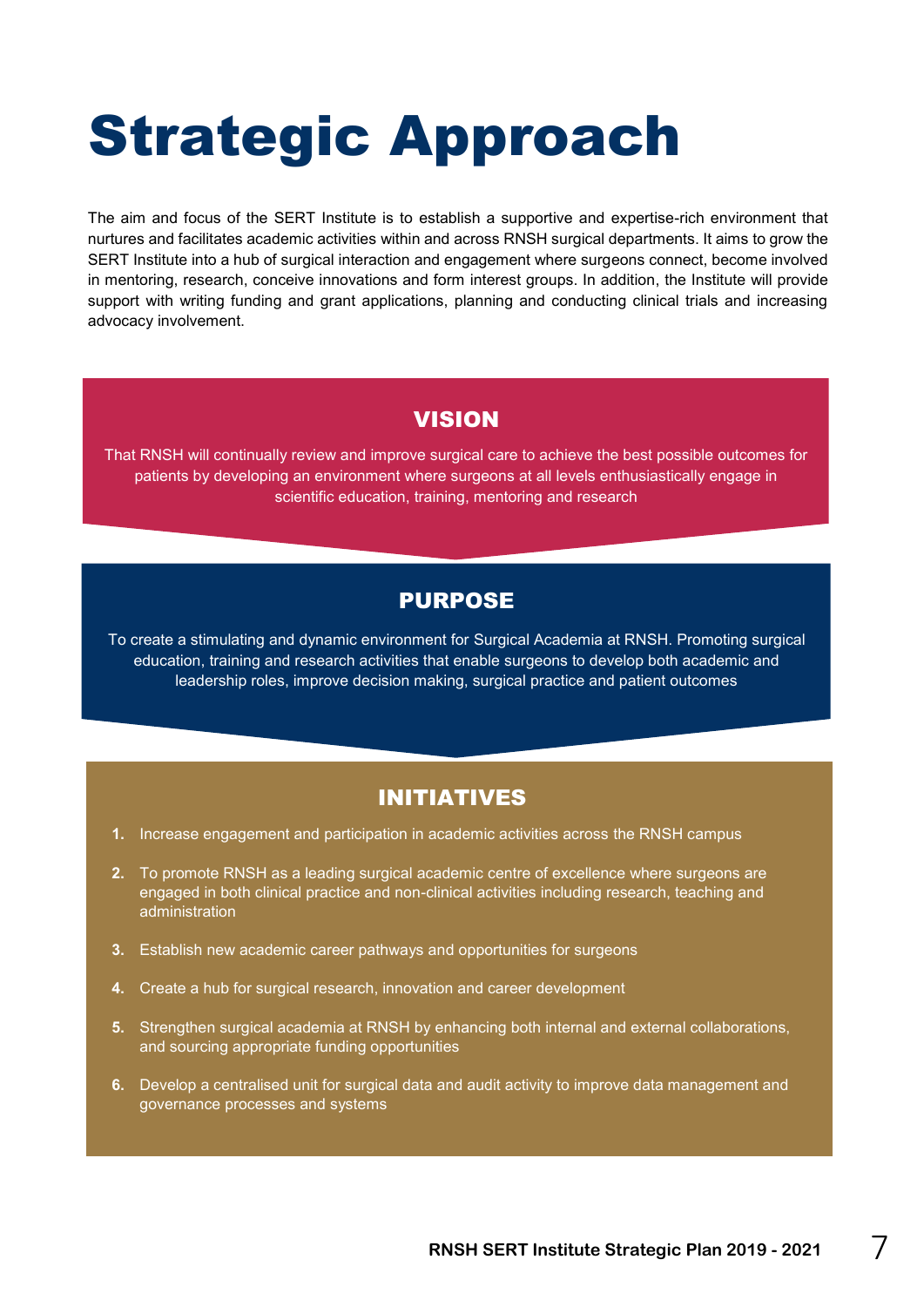# Strategic Approach

The aim and focus of the SERT Institute is to establish a supportive and expertise-rich environment that nurtures and facilitates academic activities within and across RNSH surgical departments. It aims to grow the SERT Institute into a hub of surgical interaction and engagement where surgeons connect, become involved in mentoring, research, conceive innovations and form interest groups. In addition, the Institute will provide support with writing funding and grant applications, planning and conducting clinical trials and increasing advocacy involvement.

## VISION

That RNSH will continually review and improve surgical care to achieve the best possible outcomes for patients by developing an environment where surgeons at all levels enthusiastically engage in scientific education, training, mentoring and research

## PURPOSE

To create a stimulating and dynamic environment for Surgical Academia at RNSH. Promoting surgical education, training and research activities that enable surgeons to develop both academic and leadership roles, improve decision making, surgical practice and patient outcomes

## INITIATIVES

1. Increase engagement and participation in academic activities across the RNSH campus
2. To promote RNSH as a leading surgical academic centre of excellence where surgeons are engaged in both clinical practice and non-clinical activities including research, teaching and administration
3. Establish new academic career pathways and opportunities for surgeons
4. Create a hub for surgical research, innovation and career development
5. Strengthen surgical academia at RNSH by enhancing both internal and external collaborations, and sourcing appropriate funding opportunities
6. Develop a centralised unit for surgical data and audit activity to improve data management and governance processes and systems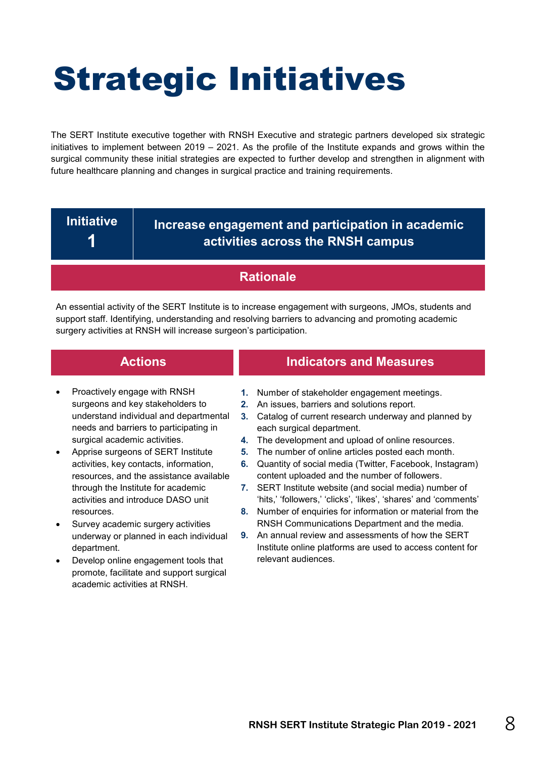# Strategic Initiatives

The SERT Institute executive together with RNSH Executive and strategic partners developed six strategic initiatives to implement between 2019 – 2021. As the profile of the Institute expands and grows within the surgical community these initial strategies are expected to further develop and strengthen in alignment with future healthcare planning and changes in surgical practice and training requirements.

## Initiative 1 — Increase engagement and participation in academic activities across the RNSH campus

### Rationale

An essential activity of the SERT Institute is to increase engagement with surgeons, JMOs, students and support staff. Identifying, understanding and resolving barriers to advancing and promoting academic surgery activities at RNSH will increase surgeon's participation.

### Actions

- Proactively engage with RNSH surgeons and key stakeholders to understand individual and departmental needs and barriers to participating in surgical academic activities.
- Apprise surgeons of SERT Institute activities, key contacts, information, resources, and the assistance available through the Institute for academic activities and introduce DASO unit resources.
- Survey academic surgery activities underway or planned in each individual department.
- Develop online engagement tools that promote, facilitate and support surgical academic activities at RNSH.

### Indicators and Measures

1. Number of stakeholder engagement meetings.
2. An issues, barriers and solutions report.
3. Catalog of current research underway and planned by each surgical department.
4. The development and upload of online resources.
5. The number of online articles posted each month.
6. Quantity of social media (Twitter, Facebook, Instagram) content uploaded and the number of followers.
7. SERT Institute website (and social media) number of 'hits,' 'followers,' 'clicks', 'likes', 'shares' and 'comments'
8. Number of enquiries for information or material from the RNSH Communications Department and the media.
9. An annual review and assessments of how the SERT Institute online platforms are used to access content for relevant audiences.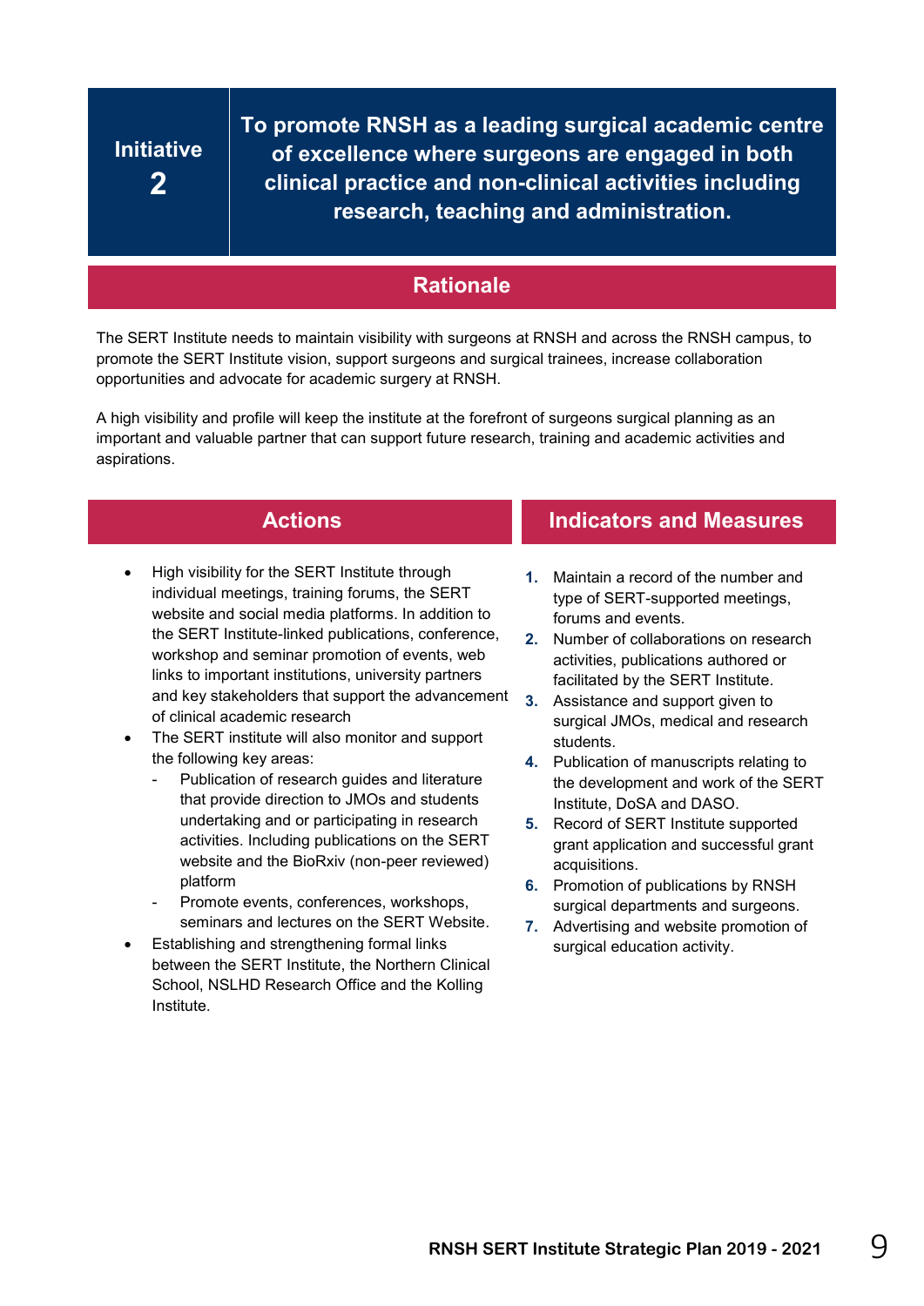# Initiative 2

## To promote RNSH as a leading surgical academic centre of excellence where surgeons are engaged in both clinical practice and non-clinical activities including research, teaching and administration.

## Rationale

The SERT Institute needs to maintain visibility with surgeons at RNSH and across the RNSH campus, to promote the SERT Institute vision, support surgeons and surgical trainees, increase collaboration opportunities and advocate for academic surgery at RNSH.

A high visibility and profile will keep the institute at the forefront of surgeons surgical planning as an important and valuable partner that can support future research, training and academic activities and aspirations.

## Actions

- High visibility for the SERT Institute through individual meetings, training forums, the SERT website and social media platforms. In addition to the SERT Institute-linked publications, conference, workshop and seminar promotion of events, web links to important institutions, university partners and key stakeholders that support the advancement of clinical academic research
- The SERT institute will also monitor and support the following key areas:
  - Publication of research guides and literature that provide direction to JMOs and students undertaking and or participating in research activities. Including publications on the SERT website and the BioRxiv (non-peer reviewed) platform
  - Promote events, conferences, workshops, seminars and lectures on the SERT Website.
- Establishing and strengthening formal links between the SERT Institute, the Northern Clinical School, NSLHD Research Office and the Kolling Institute.

## Indicators and Measures

1. Maintain a record of the number and type of SERT-supported meetings, forums and events.
2. Number of collaborations on research activities, publications authored or facilitated by the SERT Institute.
3. Assistance and support given to surgical JMOs, medical and research students.
4. Publication of manuscripts relating to the development and work of the SERT Institute, DoSA and DASO.
5. Record of SERT Institute supported grant application and successful grant acquisitions.
6. Promotion of publications by RNSH surgical departments and surgeons.
7. Advertising and website promotion of surgical education activity.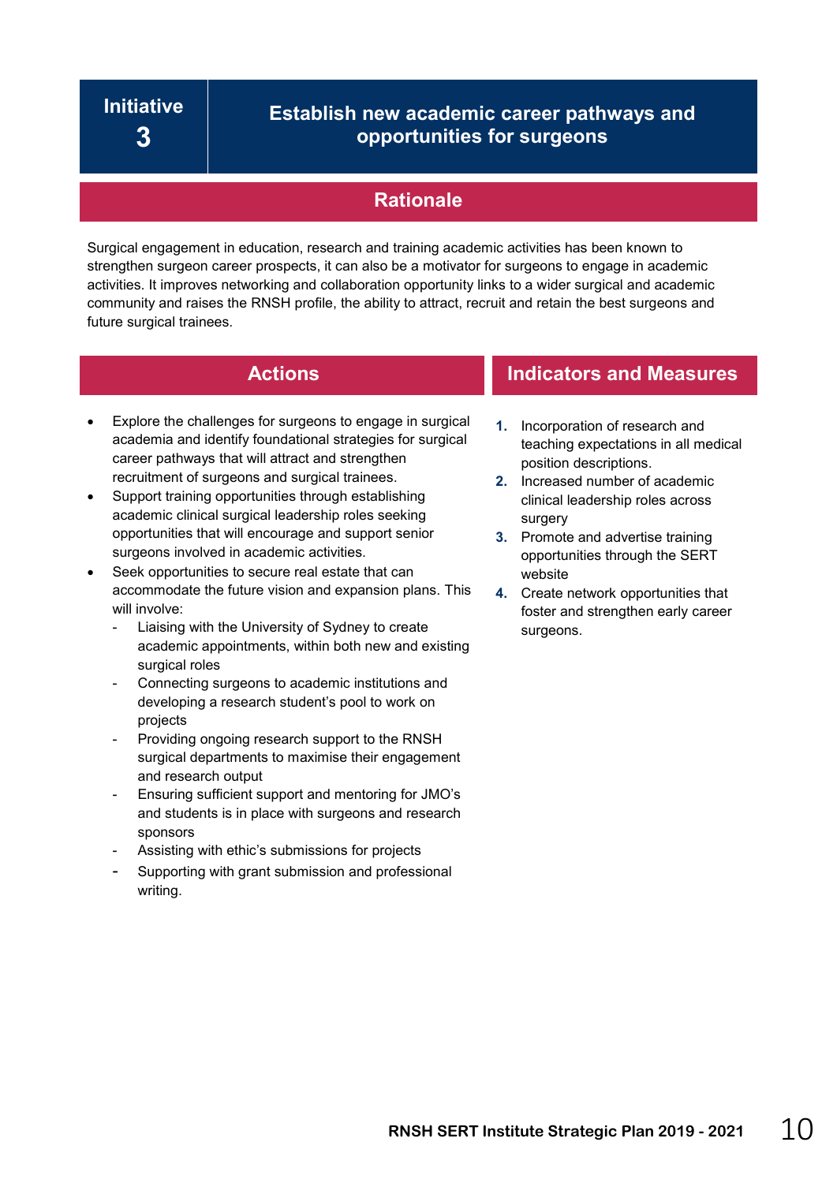## Initiative 3

## Establish new academic career pathways and opportunities for surgeons

### Rationale

Surgical engagement in education, research and training academic activities has been known to strengthen surgeon career prospects, it can also be a motivator for surgeons to engage in academic activities. It improves networking and collaboration opportunity links to a wider surgical and academic community and raises the RNSH profile, the ability to attract, recruit and retain the best surgeons and future surgical trainees.

### Actions

- Explore the challenges for surgeons to engage in surgical academia and identify foundational strategies for surgical career pathways that will attract and strengthen recruitment of surgeons and surgical trainees.
- Support training opportunities through establishing academic clinical surgical leadership roles seeking opportunities that will encourage and support senior surgeons involved in academic activities.
- Seek opportunities to secure real estate that can accommodate the future vision and expansion plans. This will involve:
  - Liaising with the University of Sydney to create academic appointments, within both new and existing surgical roles
  - Connecting surgeons to academic institutions and developing a research student's pool to work on projects
  - Providing ongoing research support to the RNSH surgical departments to maximise their engagement and research output
  - Ensuring sufficient support and mentoring for JMO's and students is in place with surgeons and research sponsors
  - Assisting with ethic's submissions for projects
  - Supporting with grant submission and professional writing.

### Indicators and Measures

1. Incorporation of research and teaching expectations in all medical position descriptions.
2. Increased number of academic clinical leadership roles across surgery
3. Promote and advertise training opportunities through the SERT website
4. Create network opportunities that foster and strengthen early career surgeons.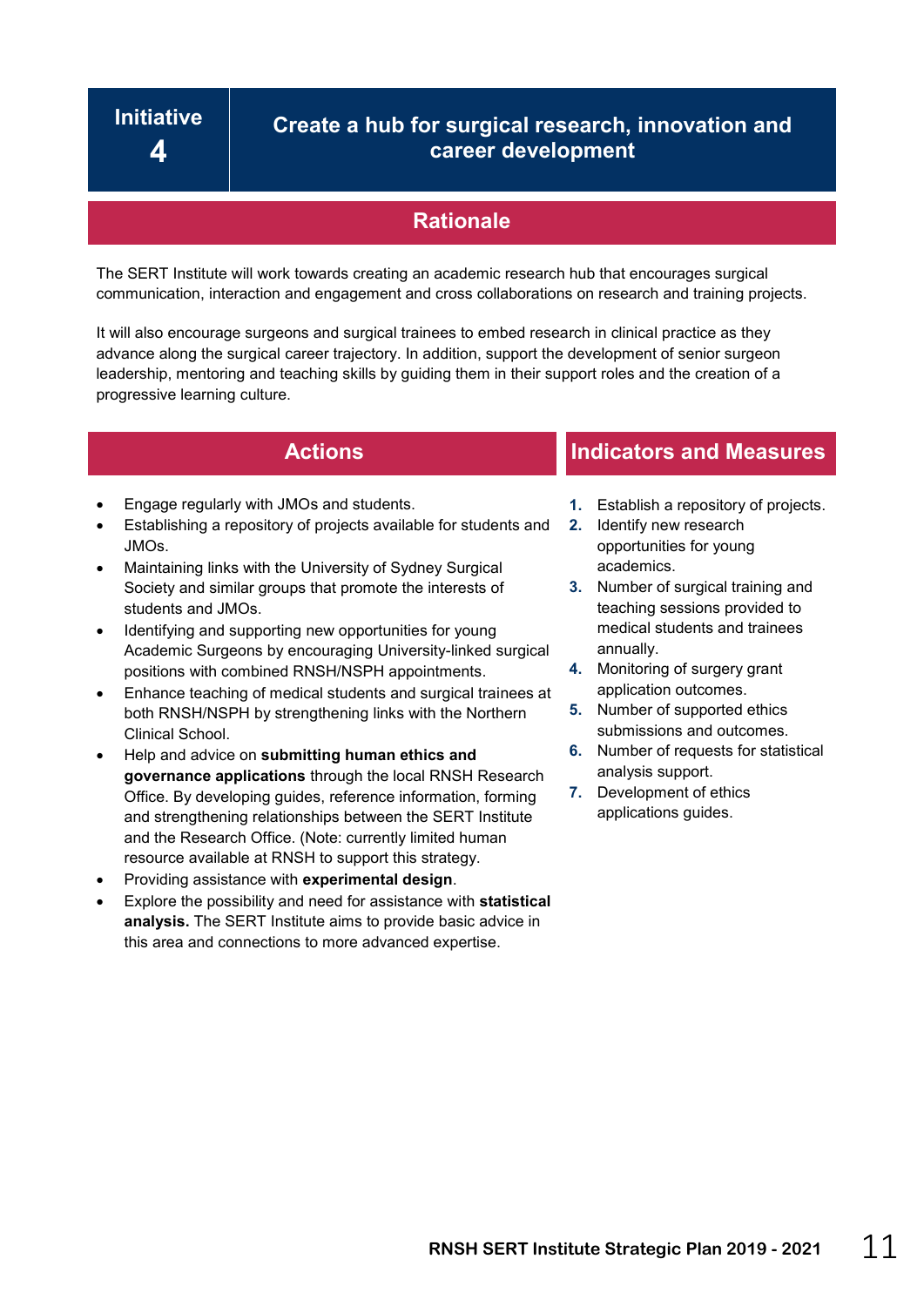# Initiative 4

# Create a hub for surgical research, innovation and career development

## Rationale

The SERT Institute will work towards creating an academic research hub that encourages surgical communication, interaction and engagement and cross collaborations on research and training projects.

It will also encourage surgeons and surgical trainees to embed research in clinical practice as they advance along the surgical career trajectory. In addition, support the development of senior surgeon leadership, mentoring and teaching skills by guiding them in their support roles and the creation of a progressive learning culture.

## Actions

- Engage regularly with JMOs and students.
- Establishing a repository of projects available for students and JMOs.
- Maintaining links with the University of Sydney Surgical Society and similar groups that promote the interests of students and JMOs.
- Identifying and supporting new opportunities for young Academic Surgeons by encouraging University-linked surgical positions with combined RNSH/NSPH appointments.
- Enhance teaching of medical students and surgical trainees at both RNSH/NSPH by strengthening links with the Northern Clinical School.
- Help and advice on **submitting human ethics and governance applications** through the local RNSH Research Office. By developing guides, reference information, forming and strengthening relationships between the SERT Institute and the Research Office. (Note: currently limited human resource available at RNSH to support this strategy.
- Providing assistance with **experimental design**.
- Explore the possibility and need for assistance with **statistical analysis.** The SERT Institute aims to provide basic advice in this area and connections to more advanced expertise.

## Indicators and Measures

1. Establish a repository of projects.
2. Identify new research opportunities for young academics.
3. Number of surgical training and teaching sessions provided to medical students and trainees annually.
4. Monitoring of surgery grant application outcomes.
5. Number of supported ethics submissions and outcomes.
6. Number of requests for statistical analysis support.
7. Development of ethics applications guides.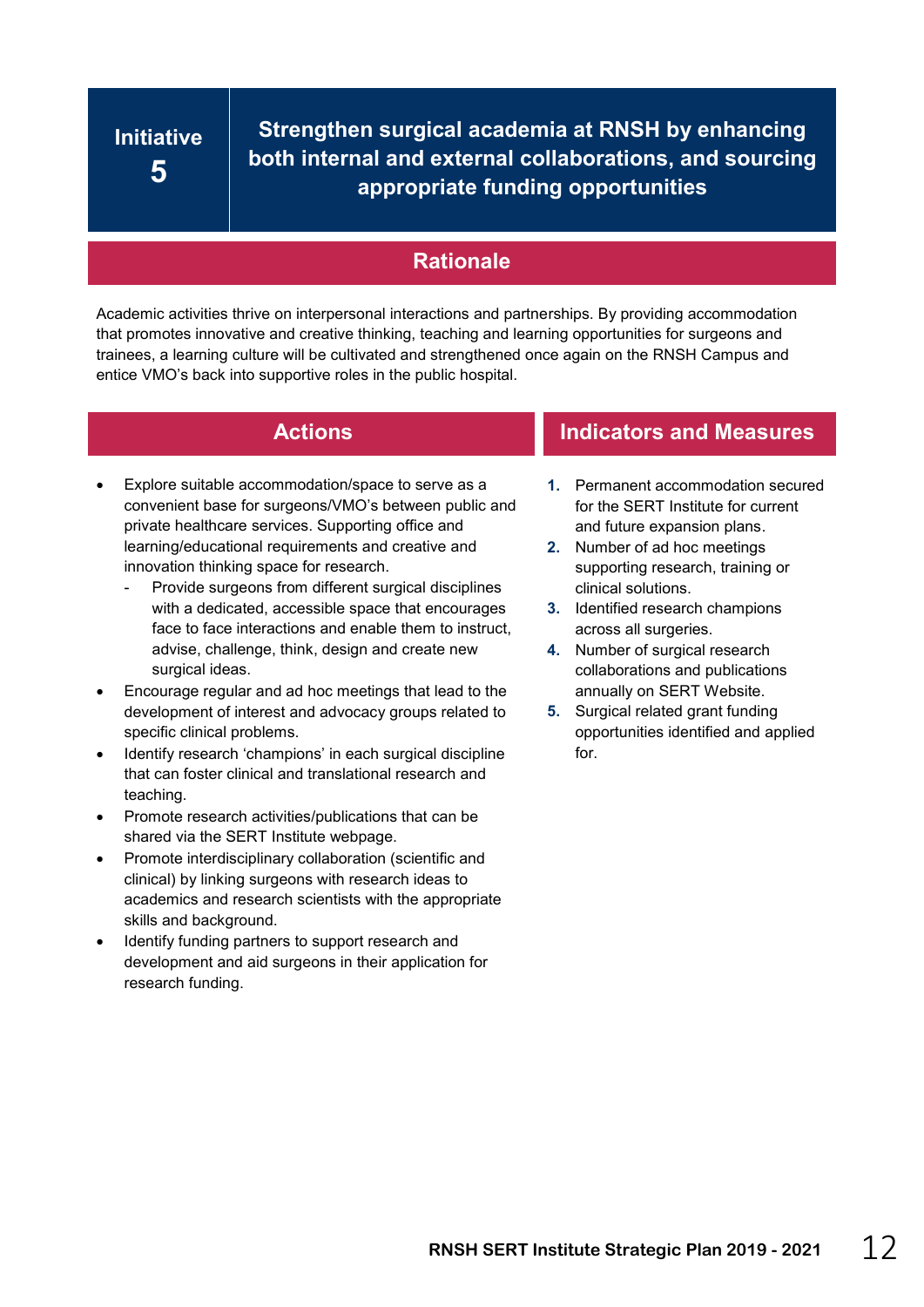## Initiative 5

## Strengthen surgical academia at RNSH by enhancing both internal and external collaborations, and sourcing appropriate funding opportunities

### Rationale

Academic activities thrive on interpersonal interactions and partnerships. By providing accommodation that promotes innovative and creative thinking, teaching and learning opportunities for surgeons and trainees, a learning culture will be cultivated and strengthened once again on the RNSH Campus and entice VMO's back into supportive roles in the public hospital.

### Actions

- Explore suitable accommodation/space to serve as a convenient base for surgeons/VMO's between public and private healthcare services. Supporting office and learning/educational requirements and creative and innovation thinking space for research.
  - Provide surgeons from different surgical disciplines with a dedicated, accessible space that encourages face to face interactions and enable them to instruct, advise, challenge, think, design and create new surgical ideas.
- Encourage regular and ad hoc meetings that lead to the development of interest and advocacy groups related to specific clinical problems.
- Identify research 'champions' in each surgical discipline that can foster clinical and translational research and teaching.
- Promote research activities/publications that can be shared via the SERT Institute webpage.
- Promote interdisciplinary collaboration (scientific and clinical) by linking surgeons with research ideas to academics and research scientists with the appropriate skills and background.
- Identify funding partners to support research and development and aid surgeons in their application for research funding.

### Indicators and Measures

1. Permanent accommodation secured for the SERT Institute for current and future expansion plans.
2. Number of ad hoc meetings supporting research, training or clinical solutions.
3. Identified research champions across all surgeries.
4. Number of surgical research collaborations and publications annually on SERT Website.
5. Surgical related grant funding opportunities identified and applied for.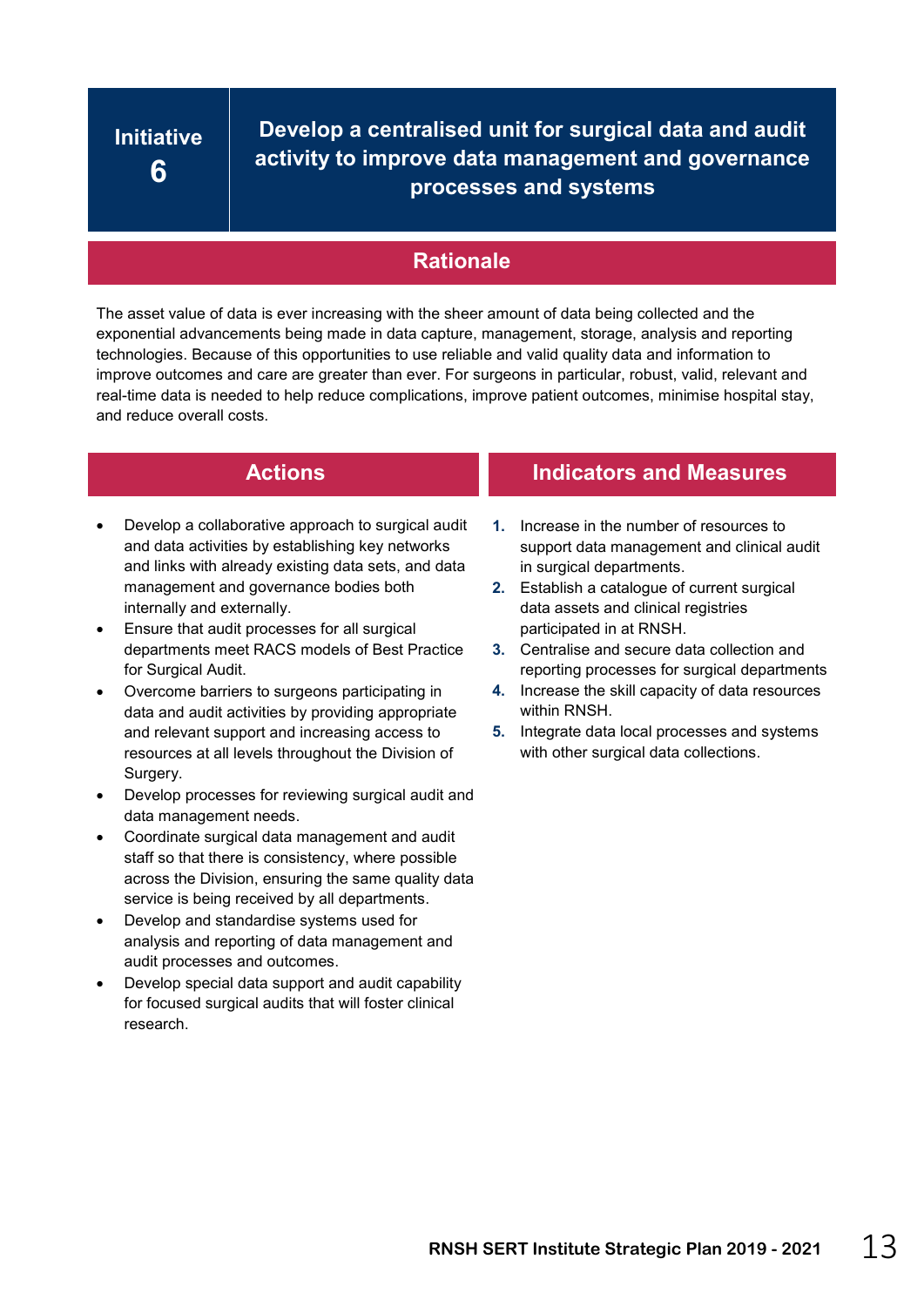## Initiative 6

# Develop a centralised unit for surgical data and audit activity to improve data management and governance processes and systems

### Rationale

The asset value of data is ever increasing with the sheer amount of data being collected and the exponential advancements being made in data capture, management, storage, analysis and reporting technologies. Because of this opportunities to use reliable and valid quality data and information to improve outcomes and care are greater than ever. For surgeons in particular, robust, valid, relevant and real-time data is needed to help reduce complications, improve patient outcomes, minimise hospital stay, and reduce overall costs.

### Actions

- Develop a collaborative approach to surgical audit and data activities by establishing key networks and links with already existing data sets, and data management and governance bodies both internally and externally.
- Ensure that audit processes for all surgical departments meet RACS models of Best Practice for Surgical Audit.
- Overcome barriers to surgeons participating in data and audit activities by providing appropriate and relevant support and increasing access to resources at all levels throughout the Division of Surgery.
- Develop processes for reviewing surgical audit and data management needs.
- Coordinate surgical data management and audit staff so that there is consistency, where possible across the Division, ensuring the same quality data service is being received by all departments.
- Develop and standardise systems used for analysis and reporting of data management and audit processes and outcomes.
- Develop special data support and audit capability for focused surgical audits that will foster clinical research.

### Indicators and Measures

1. Increase in the number of resources to support data management and clinical audit in surgical departments.
2. Establish a catalogue of current surgical data assets and clinical registries participated in at RNSH.
3. Centralise and secure data collection and reporting processes for surgical departments
4. Increase the skill capacity of data resources within RNSH.
5. Integrate data local processes and systems with other surgical data collections.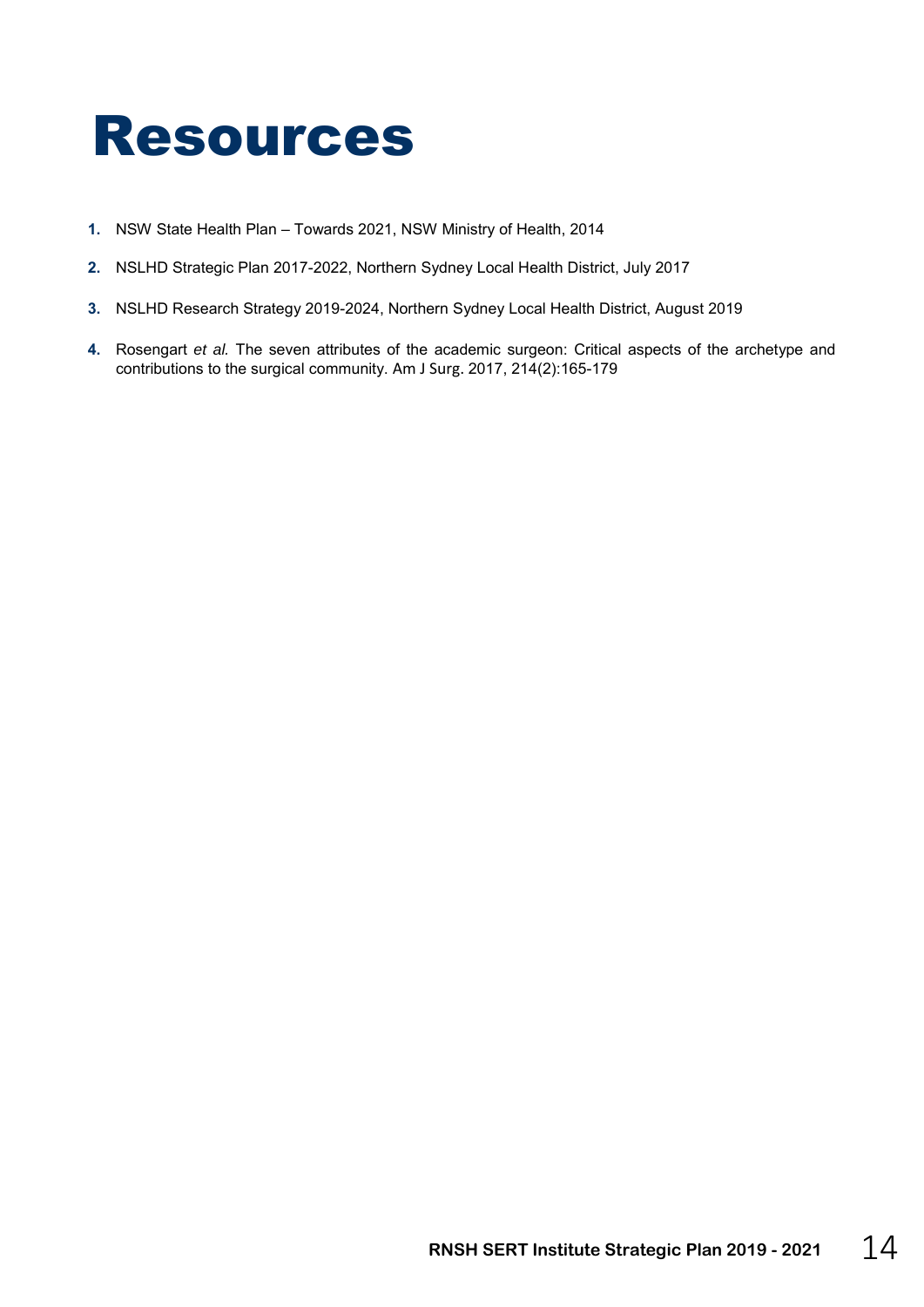# Resources

1. NSW State Health Plan – Towards 2021, NSW Ministry of Health, 2014
2. NSLHD Strategic Plan 2017-2022, Northern Sydney Local Health District, July 2017
3. NSLHD Research Strategy 2019-2024, Northern Sydney Local Health District, August 2019
4. Rosengart *et al.* The seven attributes of the academic surgeon: Critical aspects of the archetype and contributions to the surgical community. Am J Surg. 2017, 214(2):165-179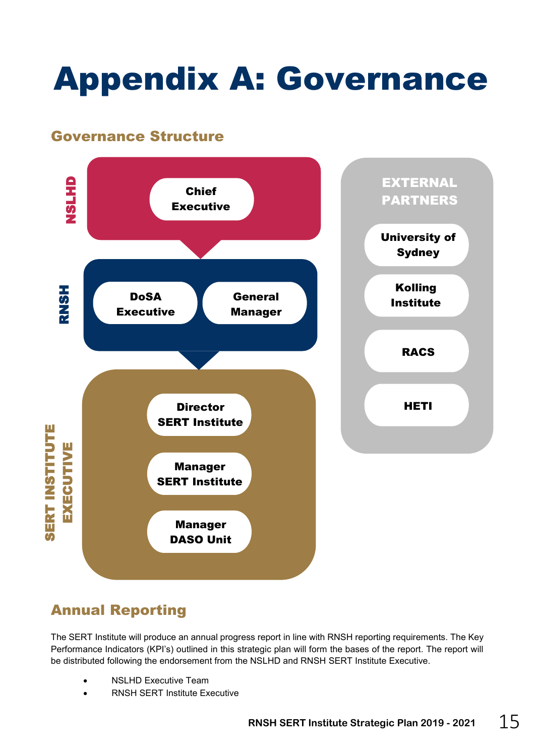# Appendix A: Governance

## Governance Structure

**NSLHD**
- Chief Executive

**RNSH**
- DoSA Executive
- General Manager

**SERT INSTITUTE EXECUTIVE**
- Director SERT Institute
- Manager SERT Institute
- Manager DASO Unit

**EXTERNAL PARTNERS**
- University of Sydney
- Kolling Institute
- RACS
- HETI

## Annual Reporting

The SERT Institute will produce an annual progress report in line with RNSH reporting requirements. The Key Performance Indicators (KPI's) outlined in this strategic plan will form the bases of the report. The report will be distributed following the endorsement from the NSLHD and RNSH SERT Institute Executive.

- NSLHD Executive Team
- RNSH SERT Institute Executive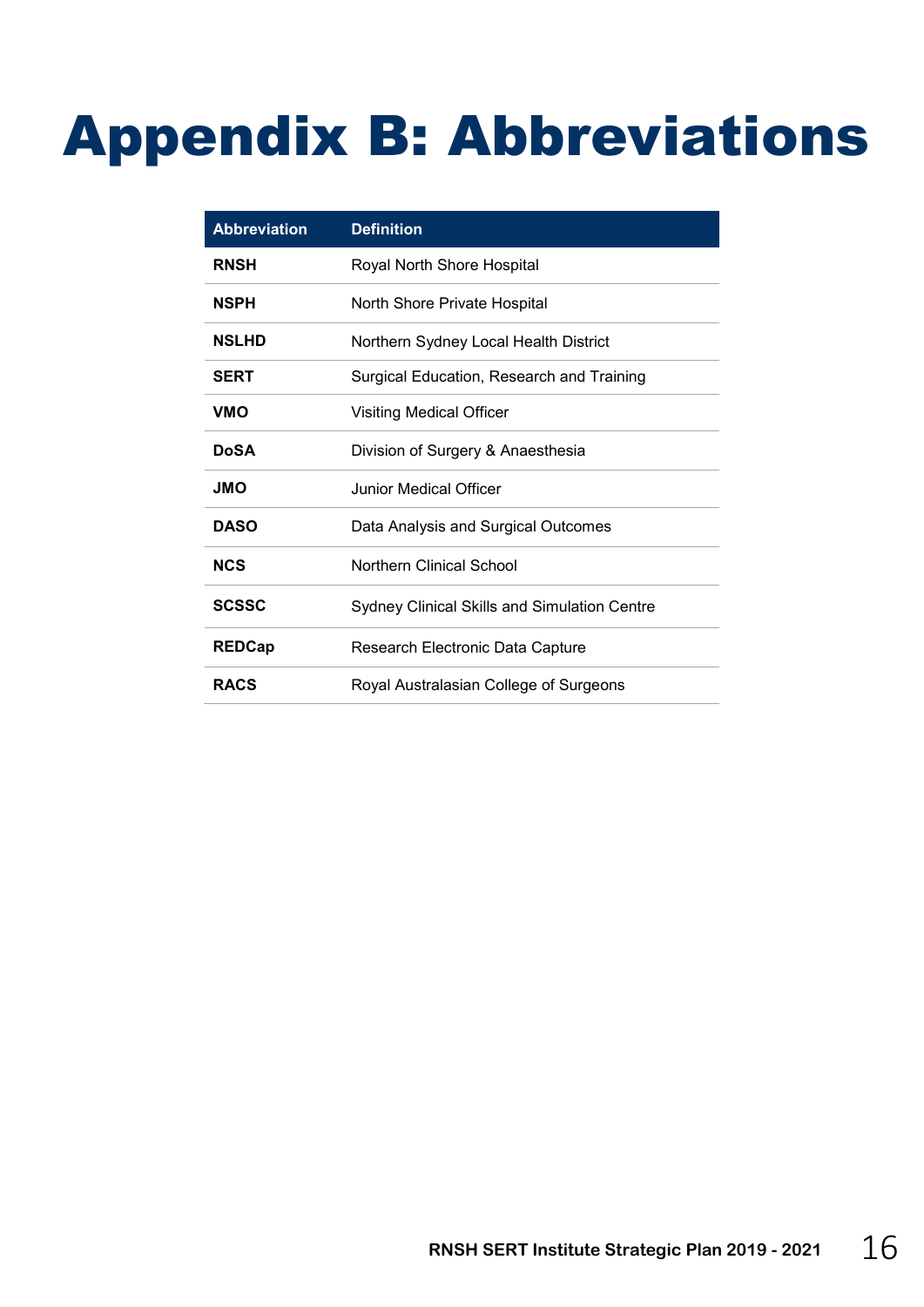# Appendix B: Abbreviations

| Abbreviation | Definition |
|---|---|
| **RNSH** | Royal North Shore Hospital |
| **NSPH** | North Shore Private Hospital |
| **NSLHD** | Northern Sydney Local Health District |
| **SERT** | Surgical Education, Research and Training |
| **VMO** | Visiting Medical Officer |
| **DoSA** | Division of Surgery & Anaesthesia |
| **JMO** | Junior Medical Officer |
| **DASO** | Data Analysis and Surgical Outcomes |
| **NCS** | Northern Clinical School |
| **SCSSC** | Sydney Clinical Skills and Simulation Centre |
| **REDCap** | Research Electronic Data Capture |
| **RACS** | Royal Australasian College of Surgeons |